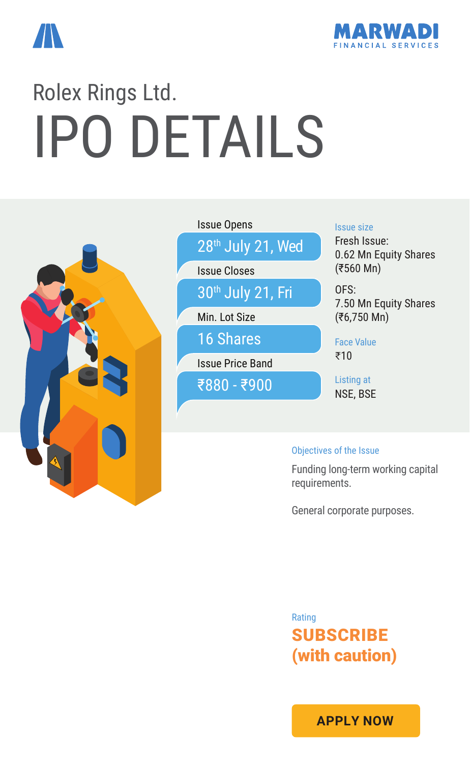MARWADI
FINANCIAL SERVICES

# Rolex Rings Ltd.

# IPO DETAILS

**Issue Opens**
28th July 21, Wed

**Issue Closes**
30th July 21, Fri

**Min. Lot Size**
16 Shares

**Issue Price Band**
₹880 - ₹900

**Issue size**

Fresh Issue:
0.62 Mn Equity Shares
(₹560 Mn)

OFS:
7.50 Mn Equity Shares
(₹6,750 Mn)

**Face Value**
₹10

**Listing at**
NSE, BSE

**Objectives of the Issue**

Funding long-term working capital requirements.

General corporate purposes.

**Rating**

**SUBSCRIBE (with caution)**

APPLY NOW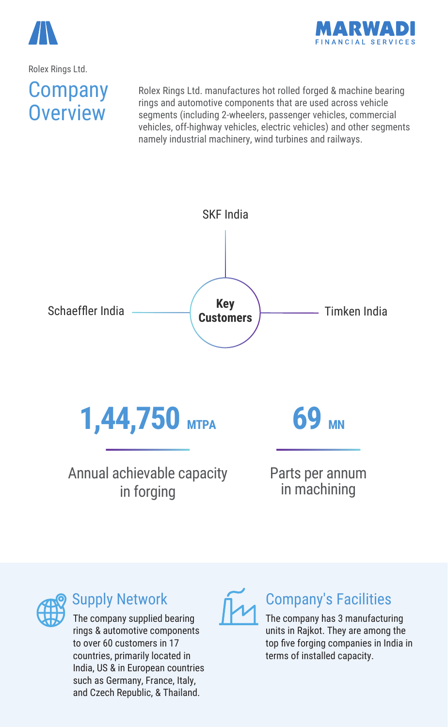Rolex Rings Ltd.

# Company Overview

Rolex Rings Ltd. manufactures hot rolled forged & machine bearing rings and automotive components that are used across vehicle segments (including 2-wheelers, passenger vehicles, commercial vehicles, off-highway vehicles, electric vehicles) and other segments namely industrial machinery, wind turbines and railways.

**Key Customers**

- SKF India
- Schaeffler India
- Timken India

**1,44,750 MTPA**

Annual achievable capacity in forging

**69 MN**

Parts per annum in machining

## Supply Network

The company supplied bearing rings & automotive components to over 60 customers in 17 countries, primarily located in India, US & in European countries such as Germany, France, Italy, and Czech Republic, & Thailand.

## Company's Facilities

The company has 3 manufacturing units in Rajkot. They are among the top five forging companies in India in terms of installed capacity.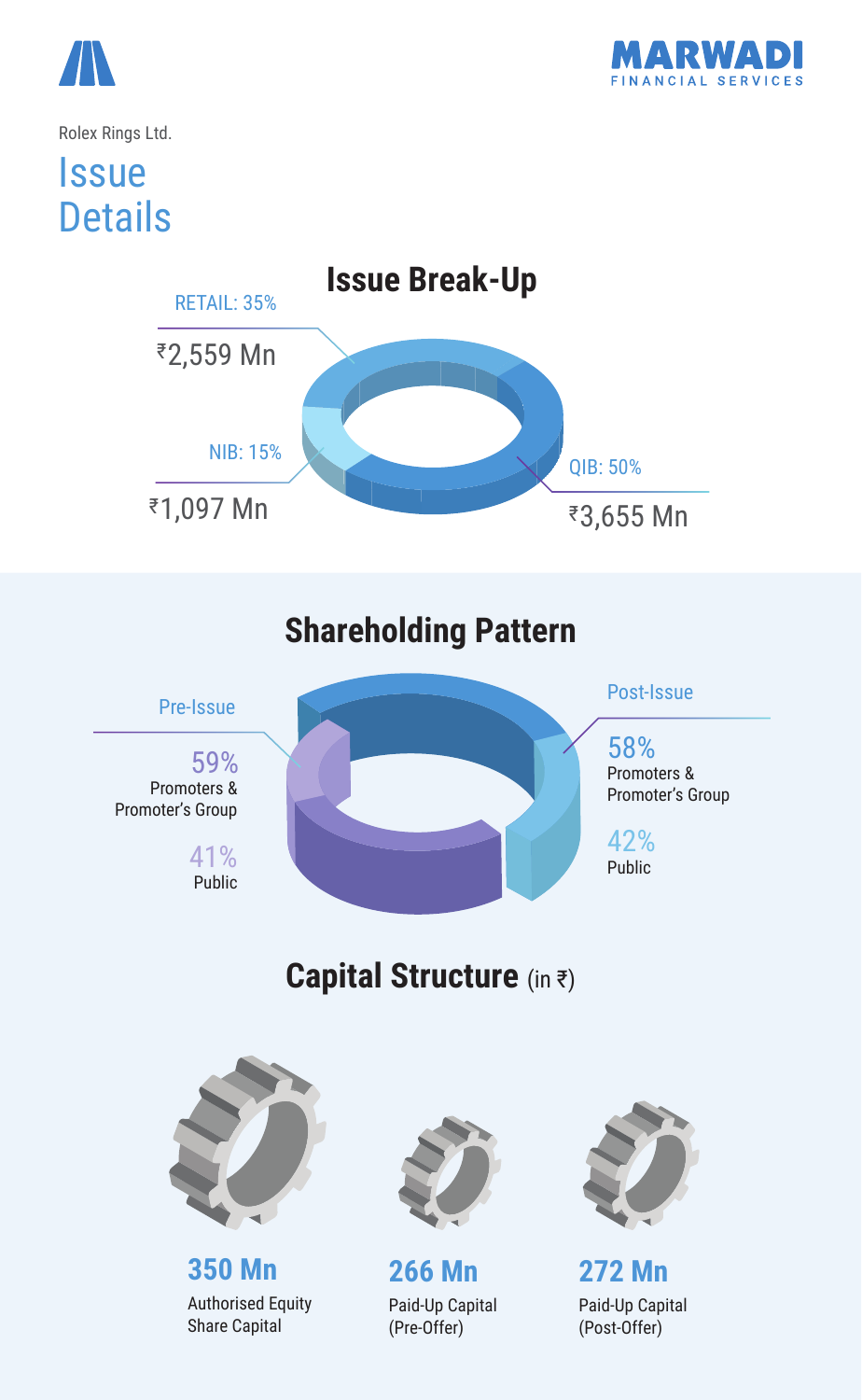Rolex Rings Ltd.

# Issue Details

## Issue Break-Up

RETAIL: 35%

₹2,559 Mn

NIB: 15%

₹1,097 Mn

QIB: 50%

₹3,655 Mn

## Shareholding Pattern

Pre-Issue

59%
Promoters & Promoter's Group

41%
Public

Post-Issue

58%
Promoters & Promoter's Group

42%
Public

## Capital Structure (in ₹)

**350 Mn**
Authorised Equity Share Capital

**266 Mn**
Paid-Up Capital (Pre-Offer)

**272 Mn**
Paid-Up Capital (Post-Offer)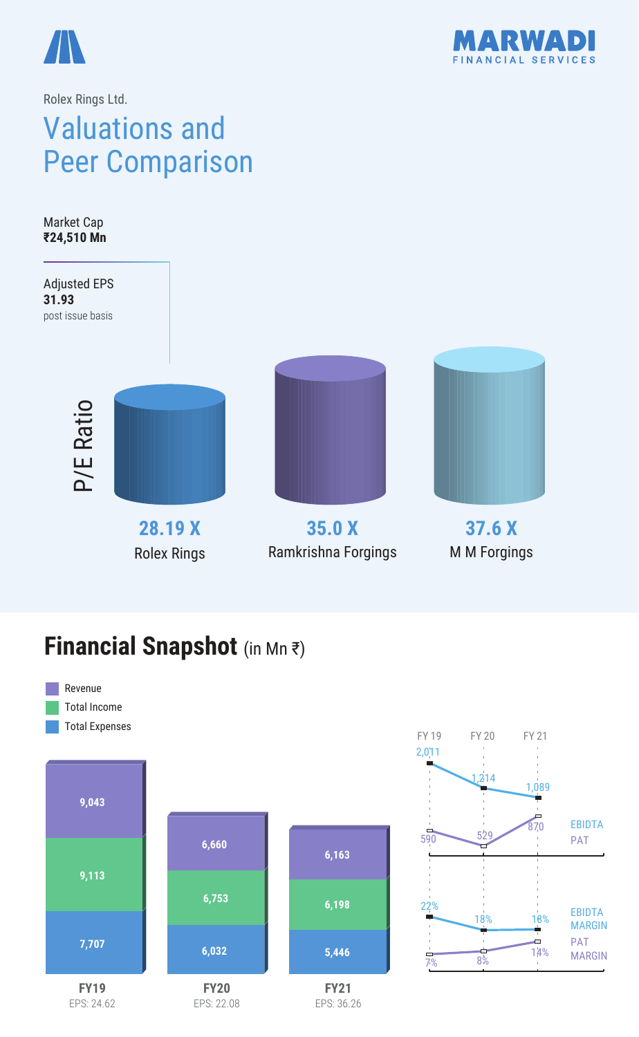Rolex Rings Ltd.

# Valuations and Peer Comparison

Market Cap
**₹24,510 Mn**

Adjusted EPS
**31.93**
post issue basis

P/E Ratio

**28.19 X**
Rolex Rings

**35.0 X**
Ramkrishna Forgings

**37.6 X**
M M Forgings

## Financial Snapshot (in Mn ₹)

Revenue
Total Income
Total Expenses

9,043
9,113
7,707
**FY19**
EPS: 24.62

6,660
6,753
6,032
**FY20**
EPS: 22.08

6,163
6,198
5,446
**FY21**
EPS: 36.26

FY 19 FY 20 FY 21

2,011
1,214
1,089
EBIDTA

590
529
870
PAT

22%
18%
18%
EBIDTA MARGIN

7%
8%
14%
PAT MARGIN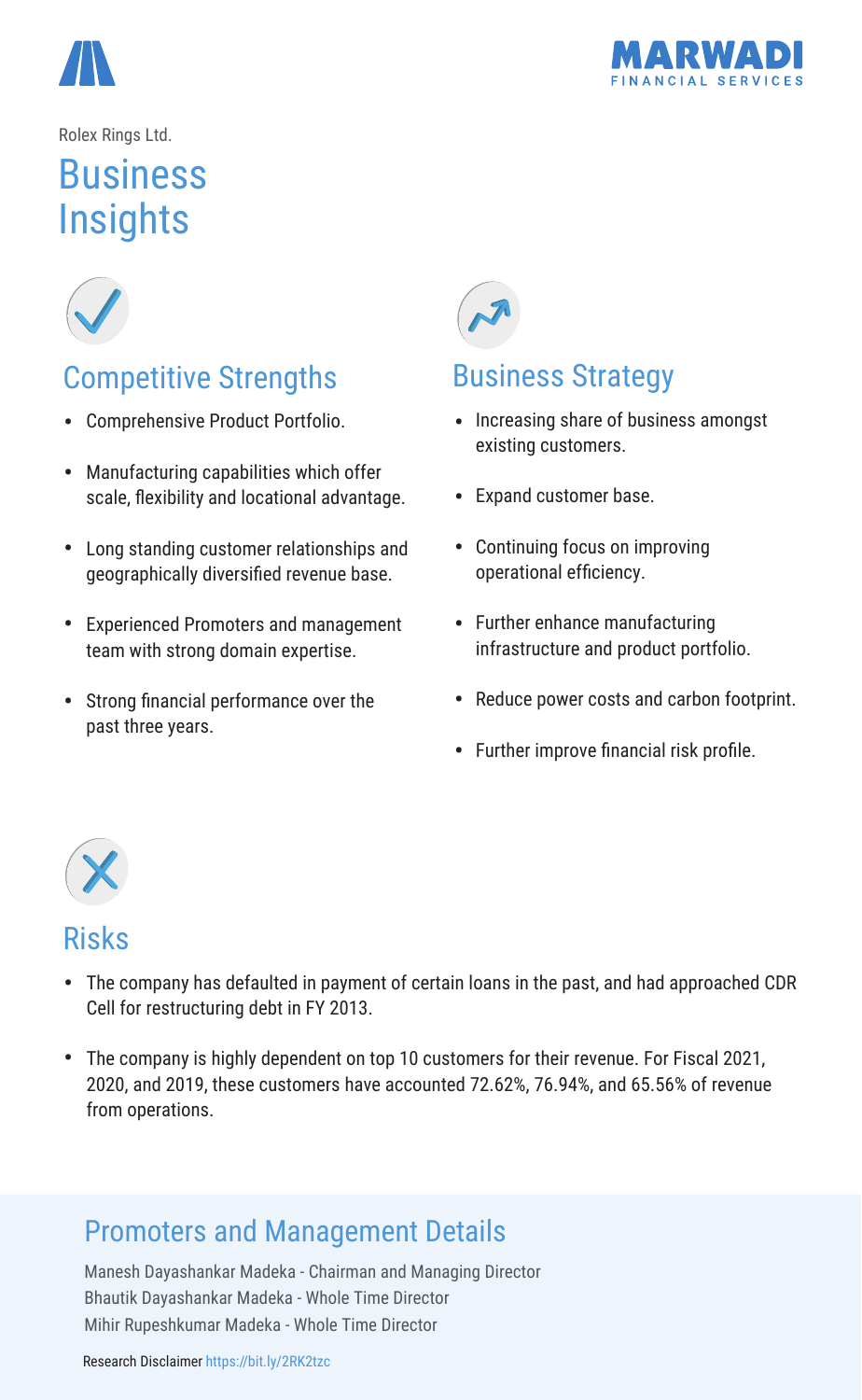Rolex Rings Ltd.

# Business Insights

## Competitive Strengths

- Comprehensive Product Portfolio.
- Manufacturing capabilities which offer scale, flexibility and locational advantage.
- Long standing customer relationships and geographically diversified revenue base.
- Experienced Promoters and management team with strong domain expertise.
- Strong financial performance over the past three years.

## Business Strategy

- Increasing share of business amongst existing customers.
- Expand customer base.
- Continuing focus on improving operational efficiency.
- Further enhance manufacturing infrastructure and product portfolio.
- Reduce power costs and carbon footprint.
- Further improve financial risk profile.

## Risks

- The company has defaulted in payment of certain loans in the past, and had approached CDR Cell for restructuring debt in FY 2013.
- The company is highly dependent on top 10 customers for their revenue. For Fiscal 2021, 2020, and 2019, these customers have accounted 72.62%, 76.94%, and 65.56% of revenue from operations.

## Promoters and Management Details

Manesh Dayashankar Madeka - Chairman and Managing Director
Bhautik Dayashankar Madeka - Whole Time Director
Mihir Rupeshkumar Madeka - Whole Time Director

Research Disclaimer https://bit.ly/2RK2tzc